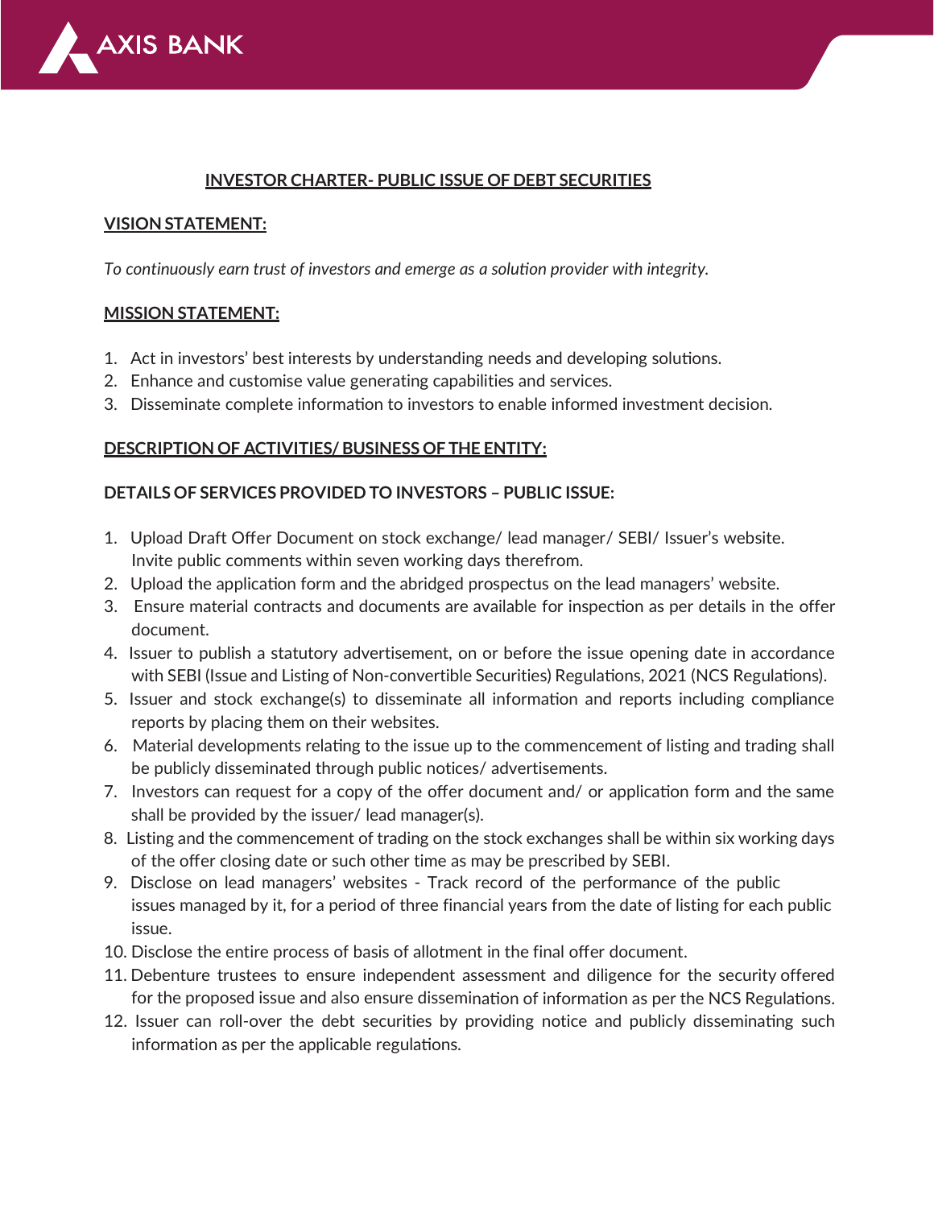# INVESTOR CHARTER- PUBLIC ISSUE OF DEBT SECURITIES

## VISION STATEMENT:

*To continuously earn trust of investors and emerge as a solution provider with integrity.*

## MISSION STATEMENT:

1. Act in investors' best interests by understanding needs and developing solutions.
2. Enhance and customise value generating capabilities and services.
3. Disseminate complete information to investors to enable informed investment decision.

## DESCRIPTION OF ACTIVITIES/ BUSINESS OF THE ENTITY:

### DETAILS OF SERVICES PROVIDED TO INVESTORS – PUBLIC ISSUE:

1. Upload Draft Offer Document on stock exchange/ lead manager/ SEBI/ Issuer's website. Invite public comments within seven working days therefrom.
2. Upload the application form and the abridged prospectus on the lead managers' website.
3. Ensure material contracts and documents are available for inspection as per details in the offer document.
4. Issuer to publish a statutory advertisement, on or before the issue opening date in accordance with SEBI (Issue and Listing of Non-convertible Securities) Regulations, 2021 (NCS Regulations).
5. Issuer and stock exchange(s) to disseminate all information and reports including compliance reports by placing them on their websites.
6. Material developments relating to the issue up to the commencement of listing and trading shall be publicly disseminated through public notices/ advertisements.
7. Investors can request for a copy of the offer document and/ or application form and the same shall be provided by the issuer/ lead manager(s).
8. Listing and the commencement of trading on the stock exchanges shall be within six working days of the offer closing date or such other time as may be prescribed by SEBI.
9. Disclose on lead managers' websites - Track record of the performance of the public issues managed by it, for a period of three financial years from the date of listing for each public issue.
10. Disclose the entire process of basis of allotment in the final offer document.
11. Debenture trustees to ensure independent assessment and diligence for the security offered for the proposed issue and also ensure dissemination of information as per the NCS Regulations.
12. Issuer can roll-over the debt securities by providing notice and publicly disseminating such information as per the applicable regulations.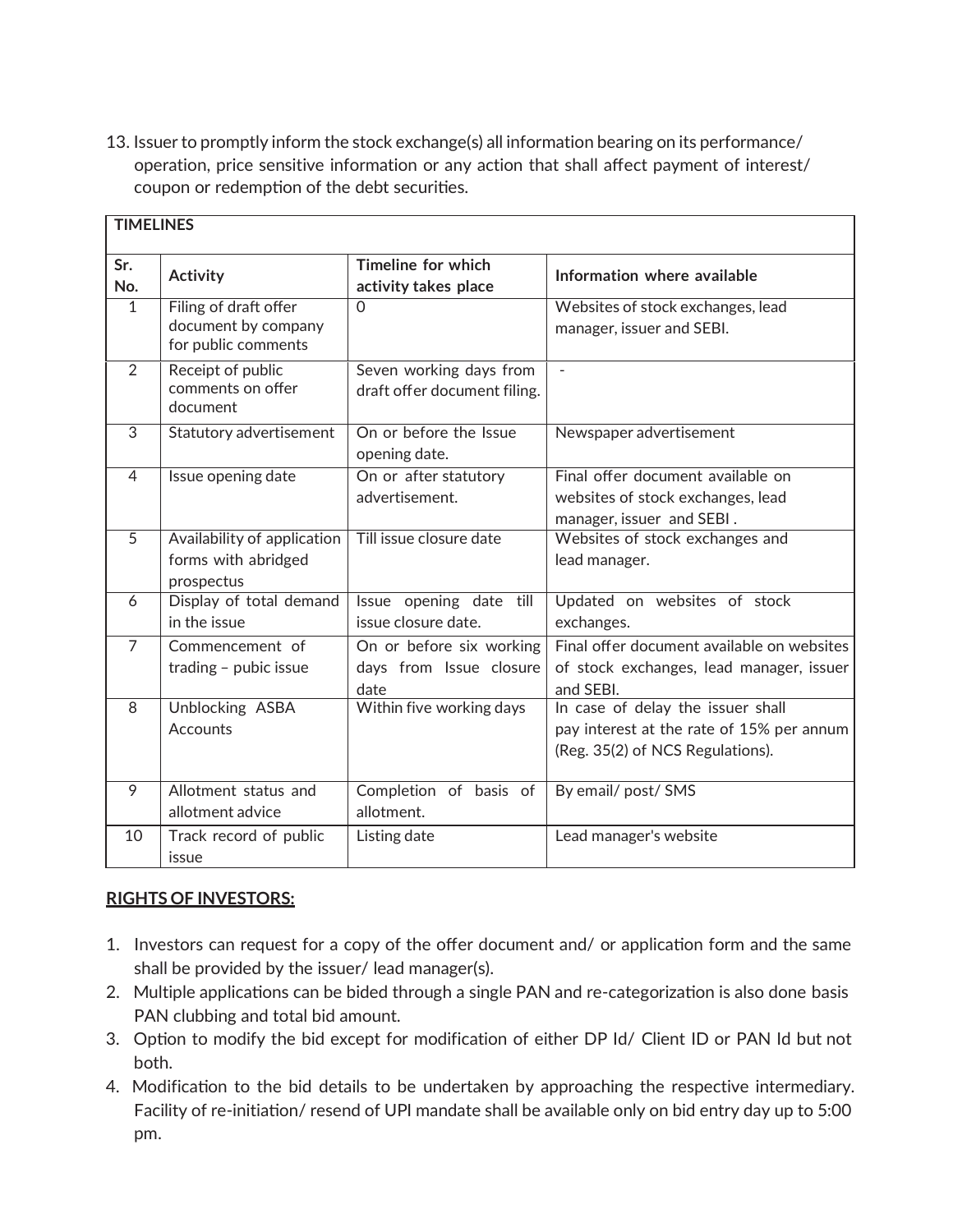13. Issuer to promptly inform the stock exchange(s) all information bearing on its performance/ operation, price sensitive information or any action that shall affect payment of interest/ coupon or redemption of the debt securities.

**TIMELINES**

| Sr. No. | Activity | Timeline for which activity takes place | Information where available |
|---|---|---|---|
| 1 | Filing of draft offer document by company for public comments | 0 | Websites of stock exchanges, lead manager, issuer and SEBI. |
| 2 | Receipt of public comments on offer document | Seven working days from draft offer document filing. | - |
| 3 | Statutory advertisement | On or before the Issue opening date. | Newspaper advertisement |
| 4 | Issue opening date | On or after statutory advertisement. | Final offer document available on websites of stock exchanges, lead manager, issuer and SEBI . |
| 5 | Availability of application forms with abridged prospectus | Till issue closure date | Websites of stock exchanges and lead manager. |
| 6 | Display of total demand in the issue | Issue opening date till issue closure date. | Updated on websites of stock exchanges. |
| 7 | Commencement of trading – pubic issue | On or before six working days from Issue closure date | Final offer document available on websites of stock exchanges, lead manager, issuer and SEBI. |
| 8 | Unblocking ASBA Accounts | Within five working days | In case of delay the issuer shall pay interest at the rate of 15% per annum (Reg. 35(2) of NCS Regulations). |
| 9 | Allotment status and allotment advice | Completion of basis of allotment. | By email/ post/ SMS |
| 10 | Track record of public issue | Listing date | Lead manager's website |

**<u>RIGHTS OF INVESTORS:</u>**

1. Investors can request for a copy of the offer document and/ or application form and the same shall be provided by the issuer/ lead manager(s).
2. Multiple applications can be bided through a single PAN and re-categorization is also done basis PAN clubbing and total bid amount.
3. Option to modify the bid except for modification of either DP Id/ Client ID or PAN Id but not both.
4. Modification to the bid details to be undertaken by approaching the respective intermediary. Facility of re-initiation/ resend of UPI mandate shall be available only on bid entry day up to 5:00 pm.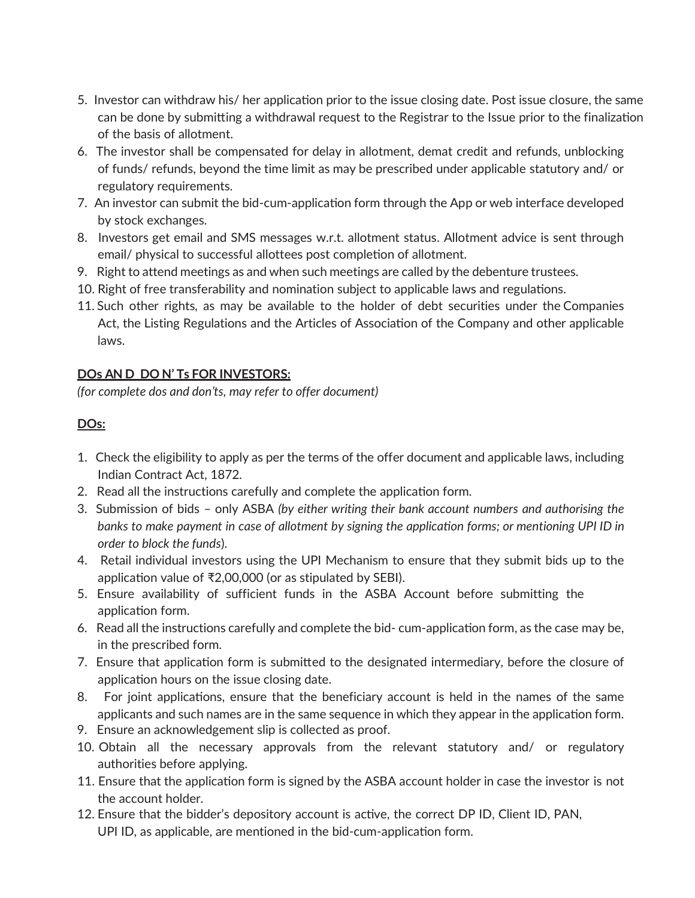5. Investor can withdraw his/ her application prior to the issue closing date. Post issue closure, the same can be done by submitting a withdrawal request to the Registrar to the Issue prior to the finalization of the basis of allotment.
6. The investor shall be compensated for delay in allotment, demat credit and refunds, unblocking of funds/ refunds, beyond the time limit as may be prescribed under applicable statutory and/ or regulatory requirements.
7. An investor can submit the bid-cum-application form through the App or web interface developed by stock exchanges.
8. Investors get email and SMS messages w.r.t. allotment status. Allotment advice is sent through email/ physical to successful allottees post completion of allotment.
9. Right to attend meetings as and when such meetings are called by the debenture trustees.
10. Right of free transferability and nomination subject to applicable laws and regulations.
11. Such other rights, as may be available to the holder of debt securities under the Companies Act, the Listing Regulations and the Articles of Association of the Company and other applicable laws.

**DOs AN D DO N' Ts FOR INVESTORS:**

*(for complete dos and don'ts, may refer to offer document)*

**DOs:**

1. Check the eligibility to apply as per the terms of the offer document and applicable laws, including Indian Contract Act, 1872.
2. Read all the instructions carefully and complete the application form.
3. Submission of bids – only ASBA *(by either writing their bank account numbers and authorising the banks to make payment in case of allotment by signing the application forms; or mentioning UPI ID in order to block the funds*).
4. Retail individual investors using the UPI Mechanism to ensure that they submit bids up to the application value of ₹2,00,000 (or as stipulated by SEBI).
5. Ensure availability of sufficient funds in the ASBA Account before submitting the application form.
6. Read all the instructions carefully and complete the bid- cum-application form, as the case may be, in the prescribed form.
7. Ensure that application form is submitted to the designated intermediary, before the closure of application hours on the issue closing date.
8. For joint applications, ensure that the beneficiary account is held in the names of the same applicants and such names are in the same sequence in which they appear in the application form.
9. Ensure an acknowledgement slip is collected as proof.
10. Obtain all the necessary approvals from the relevant statutory and/ or regulatory authorities before applying.
11. Ensure that the application form is signed by the ASBA account holder in case the investor is not the account holder.
12. Ensure that the bidder's depository account is active, the correct DP ID, Client ID, PAN, UPI ID, as applicable, are mentioned in the bid-cum-application form.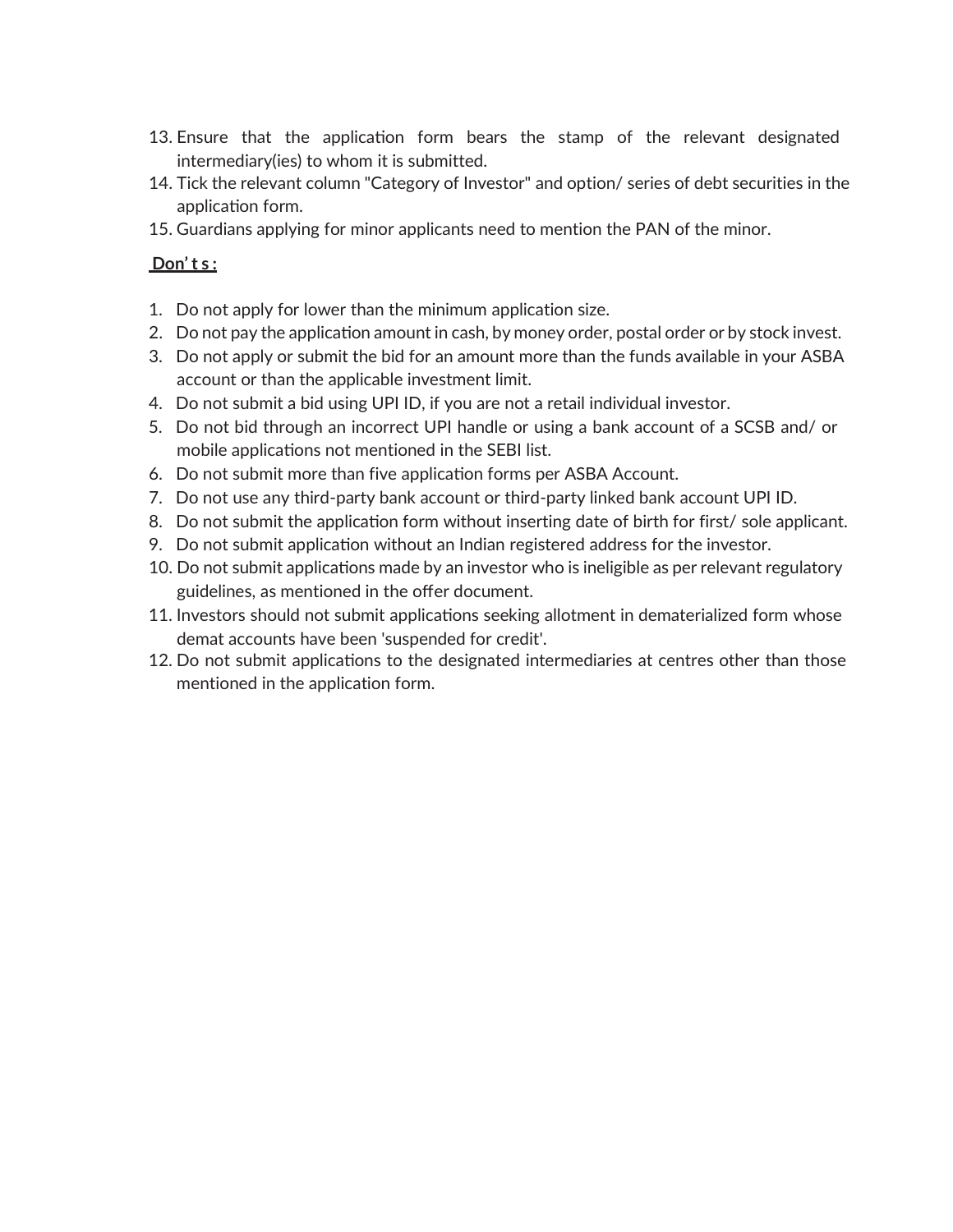13. Ensure that the application form bears the stamp of the relevant designated intermediary(ies) to whom it is submitted.
14. Tick the relevant column "Category of Investor" and option/ series of debt securities in the application form.
15. Guardians applying for minor applicants need to mention the PAN of the minor.

**Don' t s :**

1. Do not apply for lower than the minimum application size.
2. Do not pay the application amount in cash, by money order, postal order or by stock invest.
3. Do not apply or submit the bid for an amount more than the funds available in your ASBA account or than the applicable investment limit.
4. Do not submit a bid using UPI ID, if you are not a retail individual investor.
5. Do not bid through an incorrect UPI handle or using a bank account of a SCSB and/ or mobile applications not mentioned in the SEBI list.
6. Do not submit more than five application forms per ASBA Account.
7. Do not use any third-party bank account or third-party linked bank account UPI ID.
8. Do not submit the application form without inserting date of birth for first/ sole applicant.
9. Do not submit application without an Indian registered address for the investor.
10. Do not submit applications made by an investor who is ineligible as per relevant regulatory guidelines, as mentioned in the offer document.
11. Investors should not submit applications seeking allotment in dematerialized form whose demat accounts have been 'suspended for credit'.
12. Do not submit applications to the designated intermediaries at centres other than those mentioned in the application form.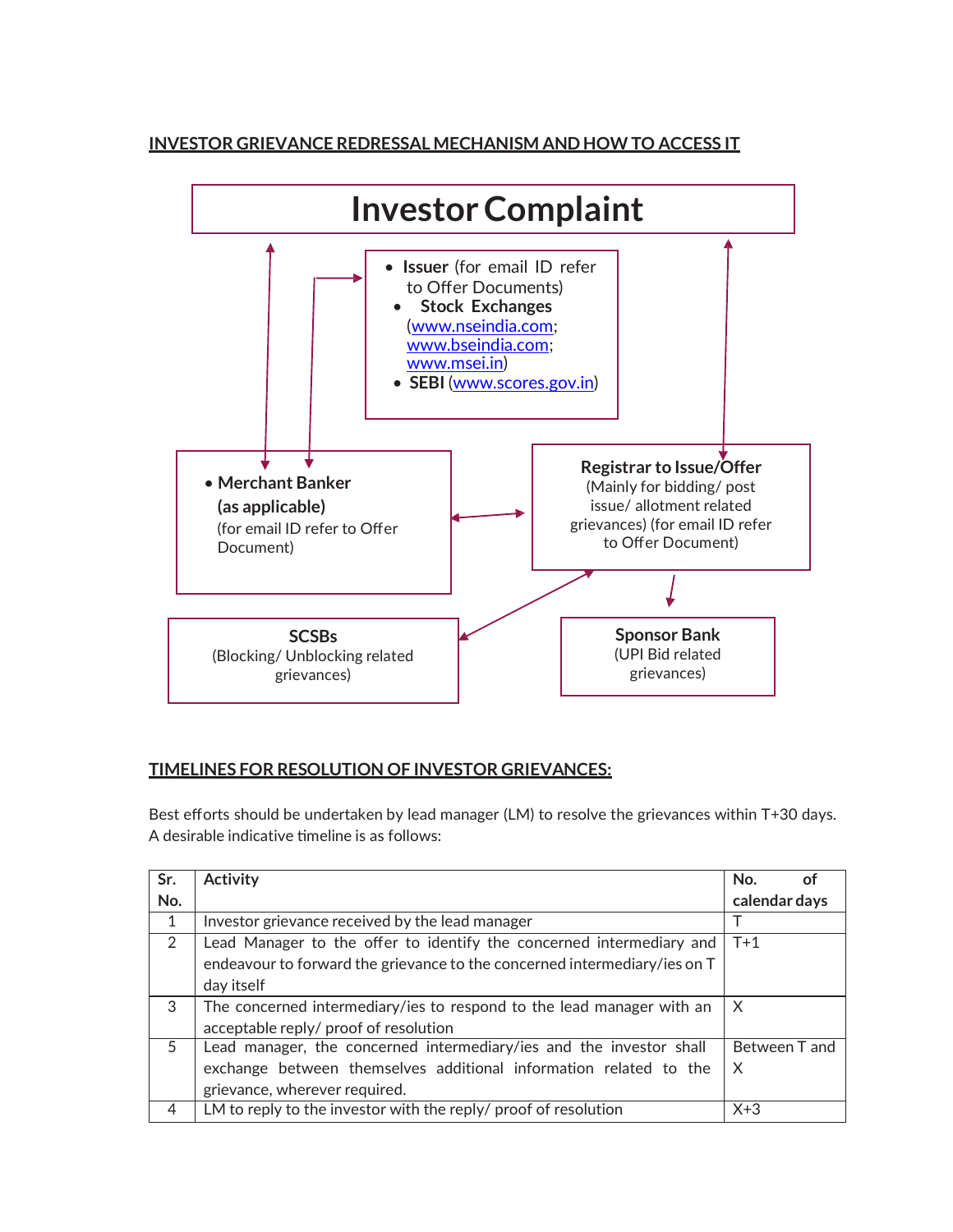## INVESTOR GRIEVANCE REDRESSAL MECHANISM AND HOW TO ACCESS IT

**Investor Complaint**

- **Issuer** (for email ID refer to Offer Documents)
- **Stock Exchanges** (www.nseindia.com; www.bseindia.com; www.msei.in)
- **SEBI** (www.scores.gov.in)

- **Merchant Banker (as applicable)** (for email ID refer to Offer Document)

**Registrar to Issue/Offer** (Mainly for bidding/ post issue/ allotment related grievances) (for email ID refer to Offer Document)

**SCSBs** (Blocking/ Unblocking related grievances)

**Sponsor Bank** (UPI Bid related grievances)

## TIMELINES FOR RESOLUTION OF INVESTOR GRIEVANCES:

Best efforts should be undertaken by lead manager (LM) to resolve the grievances within T+30 days. A desirable indicative timeline is as follows:

| Sr. No. | Activity | No. of calendar days |
|---|---|---|
| 1 | Investor grievance received by the lead manager | T |
| 2 | Lead Manager to the offer to identify the concerned intermediary and endeavour to forward the grievance to the concerned intermediary/ies on T day itself | T+1 |
| 3 | The concerned intermediary/ies to respond to the lead manager with an acceptable reply/ proof of resolution | X |
| 5 | Lead manager, the concerned intermediary/ies and the investor shall exchange between themselves additional information related to the grievance, wherever required. | Between T and X |
| 4 | LM to reply to the investor with the reply/ proof of resolution | X+3 |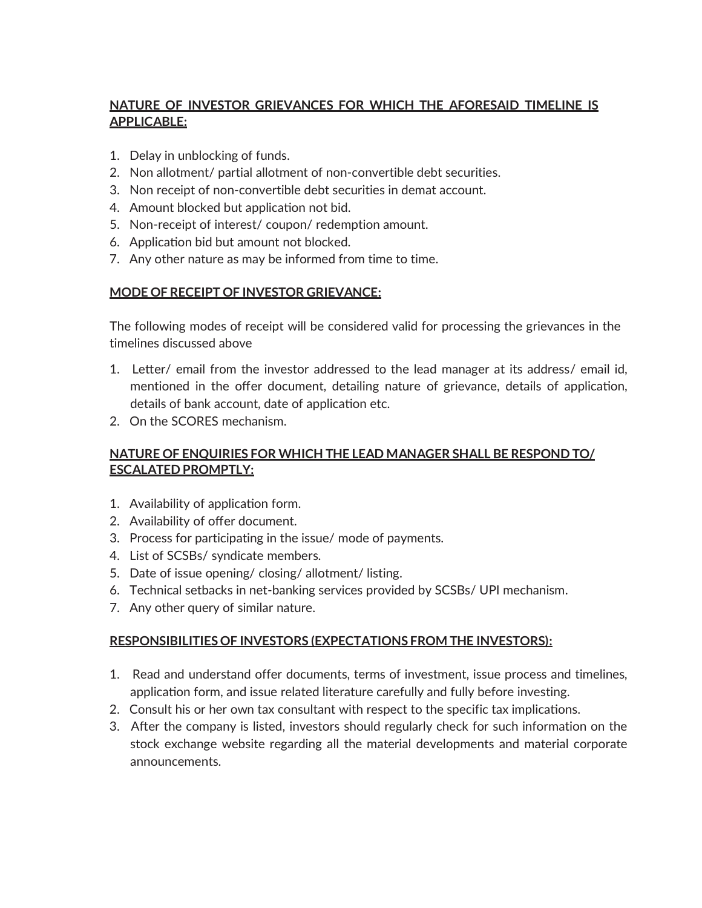## NATURE OF INVESTOR GRIEVANCES FOR WHICH THE AFORESAID TIMELINE IS APPLICABLE:

1. Delay in unblocking of funds.
2. Non allotment/ partial allotment of non-convertible debt securities.
3. Non receipt of non-convertible debt securities in demat account.
4. Amount blocked but application not bid.
5. Non-receipt of interest/ coupon/ redemption amount.
6. Application bid but amount not blocked.
7. Any other nature as may be informed from time to time.

## MODE OF RECEIPT OF INVESTOR GRIEVANCE:

The following modes of receipt will be considered valid for processing the grievances in the timelines discussed above

1. Letter/ email from the investor addressed to the lead manager at its address/ email id, mentioned in the offer document, detailing nature of grievance, details of application, details of bank account, date of application etc.
2. On the SCORES mechanism.

## NATURE OF ENQUIRIES FOR WHICH THE LEAD MANAGER SHALL BE RESPOND TO/ ESCALATED PROMPTLY:

1. Availability of application form.
2. Availability of offer document.
3. Process for participating in the issue/ mode of payments.
4. List of SCSBs/ syndicate members.
5. Date of issue opening/ closing/ allotment/ listing.
6. Technical setbacks in net-banking services provided by SCSBs/ UPI mechanism.
7. Any other query of similar nature.

## RESPONSIBILITIES OF INVESTORS (EXPECTATIONS FROM THE INVESTORS):

1. Read and understand offer documents, terms of investment, issue process and timelines, application form, and issue related literature carefully and fully before investing.
2. Consult his or her own tax consultant with respect to the specific tax implications.
3. After the company is listed, investors should regularly check for such information on the stock exchange website regarding all the material developments and material corporate announcements.